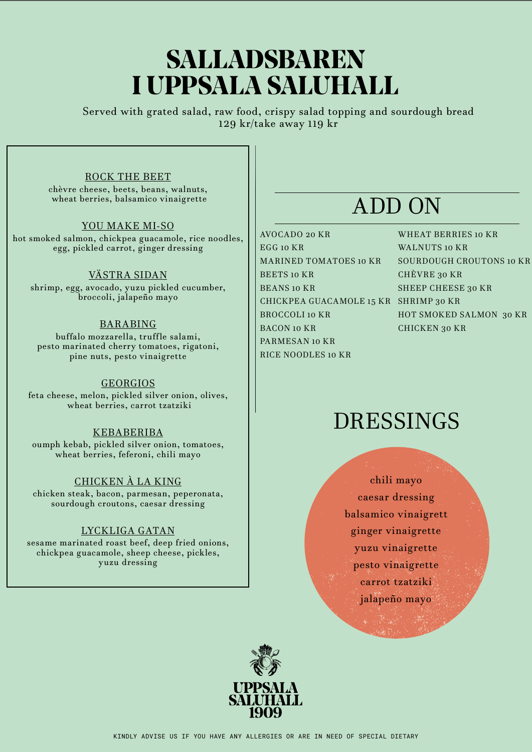# SALLADSBAREN I UPPSALA SALUHALL

Served with grated salad, raw food, crispy salad topping and sourdough bread
129 kr/take away 119 kr

### ROCK THE BEET
chèvre cheese, beets, beans, walnuts, wheat berries, balsamico vinaigrette

### YOU MAKE MI-SO
hot smoked salmon, chickpea guacamole, rice noodles, egg, pickled carrot, ginger dressing

### VÄSTRA SIDAN
shrimp, egg, avocado, yuzu pickled cucumber, broccoli, jalapeño mayo

### BARABING
buffalo mozzarella, truffle salami, pesto marinated cherry tomatoes, rigatoni, pine nuts, pesto vinaigrette

### GEORGIOS
feta cheese, melon, pickled silver onion, olives, wheat berries, carrot tzatziki

### KEBABERIBA
oumph kebab, pickled silver onion, tomatoes, wheat berries, feferoni, chili mayo

### CHICKEN À LA KING
chicken steak, bacon, parmesan, peperonata, sourdough croutons, caesar dressing

### LYCKLIGA GATAN
sesame marinated roast beef, deep fried onions, chickpea guacamole, sheep cheese, pickles, yuzu dressing

## ADD ON

- AVOCADO 20 KR
- EGG 10 KR
- MARINED TOMATOES 10 KR
- BEETS 10 KR
- BEANS 10 KR
- CHICKPEA GUACAMOLE 15 KR
- BROCCOLI 10 KR
- BACON 10 KR
- PARMESAN 10 KR
- RICE NOODLES 10 KR
- WHEAT BERRIES 10 KR
- WALNUTS 10 KR
- SOURDOUGH CROUTONS 10 KR
- CHÈVRE 30 KR
- SHEEP CHEESE 30 KR
- SHRIMP 30 KR
- HOT SMOKED SALMON 30 KR
- CHICKEN 30 KR

## DRESSINGS

- chili mayo
- caesar dressing
- balsamico vinaigrett
- ginger vinaigrette
- yuzu vinaigrette
- pesto vinaigrette
- carrot tzatziki
- jalapeño mayo

UPPSALA SALUHALL 1909

KINDLY ADVISE US IF YOU HAVE ANY ALLERGIES OR ARE IN NEED OF SPECIAL DIETARY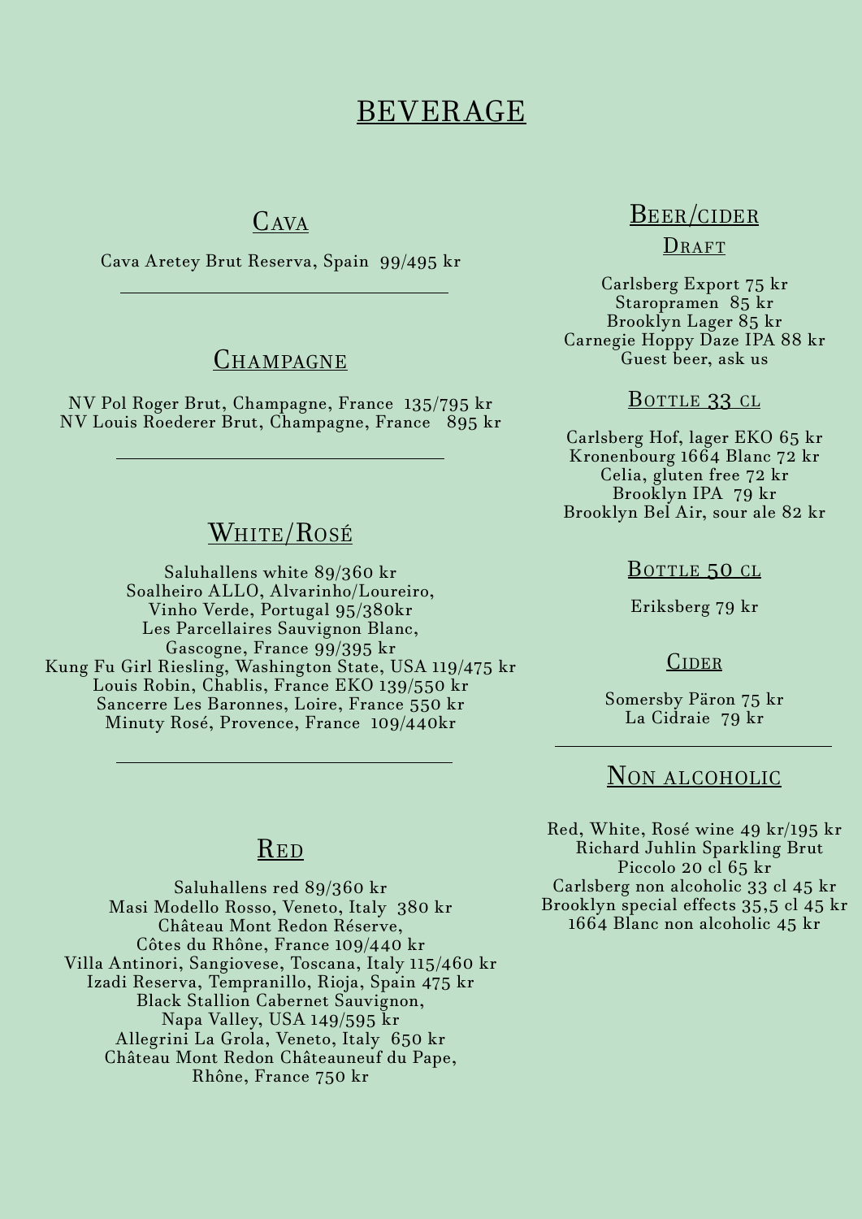# BEVERAGE

## Cava

Cava Aretey Brut Reserva, Spain 99/495 kr

---

## Champagne

NV Pol Roger Brut, Champagne, France 135/795 kr
NV Louis Roederer Brut, Champagne, France 895 kr

---

## White/Rosé

Saluhallens white 89/360 kr
Soalheiro ALLO, Alvarinho/Loureiro,
Vinho Verde, Portugal 95/380kr
Les Parcellaires Sauvignon Blanc,
Gascogne, France 99/395 kr
Kung Fu Girl Riesling, Washington State, USA 119/475 kr
Louis Robin, Chablis, France EKO 139/550 kr
Sancerre Les Baronnes, Loire, France 550 kr
Minuty Rosé, Provence, France 109/440kr

---

## Red

Saluhallens red 89/360 kr
Masi Modello Rosso, Veneto, Italy 380 kr
Château Mont Redon Réserve,
Côtes du Rhône, France 109/440 kr
Villa Antinori, Sangiovese, Toscana, Italy 115/460 kr
Izadi Reserva, Tempranillo, Rioja, Spain 475 kr
Black Stallion Cabernet Sauvignon,
Napa Valley, USA 149/595 kr
Allegrini La Grola, Veneto, Italy 650 kr
Château Mont Redon Châteauneuf du Pape,
Rhône, France 750 kr

## Beer/cider

### Draft

Carlsberg Export 75 kr
Staropramen 85 kr
Brooklyn Lager 85 kr
Carnegie Hoppy Daze IPA 88 kr
Guest beer, ask us

### Bottle 33 cl

Carlsberg Hof, lager EKO 65 kr
Kronenbourg 1664 Blanc 72 kr
Celia, gluten free 72 kr
Brooklyn IPA 79 kr
Brooklyn Bel Air, sour ale 82 kr

### Bottle 50 cl

Eriksberg 79 kr

### Cider

Somersby Päron 75 kr
La Cidraie 79 kr

---

## Non alcoholic

Red, White, Rosé wine 49 kr/195 kr
Richard Juhlin Sparkling Brut
Piccolo 20 cl 65 kr
Carlsberg non alcoholic 33 cl 45 kr
Brooklyn special effects 35,5 cl 45 kr
1664 Blanc non alcoholic 45 kr